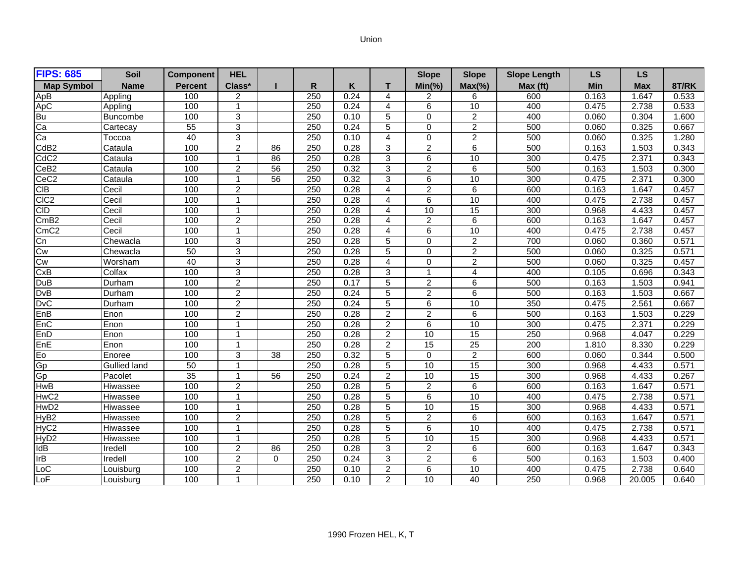Union

| FIPS: 685 | Soil | Component | HEL | | | | | Slope | Slope | Slope Length | LS | LS | |
|---|---|---|---|---|---|---|---|---|---|---|---|---|---|
| Map Symbol | Name | Percent | Class* | I | R | K | T | Min(%) | Max(%) | Max (ft) | Min | Max | 8T/RK |
| ApB | Appling | 100 | 2 | | 250 | 0.24 | 4 | 2 | 6 | 600 | 0.163 | 1.647 | 0.533 |
| ApC | Appling | 100 | 1 | | 250 | 0.24 | 4 | 6 | 10 | 400 | 0.475 | 2.738 | 0.533 |
| Bu | Buncombe | 100 | 3 | | 250 | 0.10 | 5 | 0 | 2 | 400 | 0.060 | 0.304 | 1.600 |
| Ca | Cartecay | 55 | 3 | | 250 | 0.24 | 5 | 0 | 2 | 500 | 0.060 | 0.325 | 0.667 |
| Ca | Toccoa | 40 | 3 | | 250 | 0.10 | 4 | 0 | 2 | 500 | 0.060 | 0.325 | 1.280 |
| CdB2 | Cataula | 100 | 2 | 86 | 250 | 0.28 | 3 | 2 | 6 | 500 | 0.163 | 1.503 | 0.343 |
| CdC2 | Cataula | 100 | 1 | 86 | 250 | 0.28 | 3 | 6 | 10 | 300 | 0.475 | 2.371 | 0.343 |
| CeB2 | Cataula | 100 | 2 | 56 | 250 | 0.32 | 3 | 2 | 6 | 500 | 0.163 | 1.503 | 0.300 |
| CeC2 | Cataula | 100 | 1 | 56 | 250 | 0.32 | 3 | 6 | 10 | 300 | 0.475 | 2.371 | 0.300 |
| ClB | Cecil | 100 | 2 | | 250 | 0.28 | 4 | 2 | 6 | 600 | 0.163 | 1.647 | 0.457 |
| ClC2 | Cecil | 100 | 1 | | 250 | 0.28 | 4 | 6 | 10 | 400 | 0.475 | 2.738 | 0.457 |
| ClD | Cecil | 100 | 1 | | 250 | 0.28 | 4 | 10 | 15 | 300 | 0.968 | 4.433 | 0.457 |
| CmB2 | Cecil | 100 | 2 | | 250 | 0.28 | 4 | 2 | 6 | 600 | 0.163 | 1.647 | 0.457 |
| CmC2 | Cecil | 100 | 1 | | 250 | 0.28 | 4 | 6 | 10 | 400 | 0.475 | 2.738 | 0.457 |
| Cn | Chewacla | 100 | 3 | | 250 | 0.28 | 5 | 0 | 2 | 700 | 0.060 | 0.360 | 0.571 |
| Cw | Chewacla | 50 | 3 | | 250 | 0.28 | 5 | 0 | 2 | 500 | 0.060 | 0.325 | 0.571 |
| Cw | Worsham | 40 | 3 | | 250 | 0.28 | 4 | 0 | 2 | 500 | 0.060 | 0.325 | 0.457 |
| CxB | Colfax | 100 | 3 | | 250 | 0.28 | 3 | 1 | 4 | 400 | 0.105 | 0.696 | 0.343 |
| DuB | Durham | 100 | 2 | | 250 | 0.17 | 5 | 2 | 6 | 500 | 0.163 | 1.503 | 0.941 |
| DvB | Durham | 100 | 2 | | 250 | 0.24 | 5 | 2 | 6 | 500 | 0.163 | 1.503 | 0.667 |
| DvC | Durham | 100 | 2 | | 250 | 0.24 | 5 | 6 | 10 | 350 | 0.475 | 2.561 | 0.667 |
| EnB | Enon | 100 | 2 | | 250 | 0.28 | 2 | 2 | 6 | 500 | 0.163 | 1.503 | 0.229 |
| EnC | Enon | 100 | 1 | | 250 | 0.28 | 2 | 6 | 10 | 300 | 0.475 | 2.371 | 0.229 |
| EnD | Enon | 100 | 1 | | 250 | 0.28 | 2 | 10 | 15 | 250 | 0.968 | 4.047 | 0.229 |
| EnE | Enon | 100 | 1 | | 250 | 0.28 | 2 | 15 | 25 | 200 | 1.810 | 8.330 | 0.229 |
| Eo | Enoree | 100 | 3 | 38 | 250 | 0.32 | 5 | 0 | 2 | 600 | 0.060 | 0.344 | 0.500 |
| Gp | Gullied land | 50 | 1 | | 250 | 0.28 | 5 | 10 | 15 | 300 | 0.968 | 4.433 | 0.571 |
| Gp | Pacolet | 35 | 1 | 56 | 250 | 0.24 | 2 | 10 | 15 | 300 | 0.968 | 4.433 | 0.267 |
| HwB | Hiwassee | 100 | 2 | | 250 | 0.28 | 5 | 2 | 6 | 600 | 0.163 | 1.647 | 0.571 |
| HwC2 | Hiwassee | 100 | 1 | | 250 | 0.28 | 5 | 6 | 10 | 400 | 0.475 | 2.738 | 0.571 |
| HwD2 | Hiwassee | 100 | 1 | | 250 | 0.28 | 5 | 10 | 15 | 300 | 0.968 | 4.433 | 0.571 |
| HyB2 | Hiwassee | 100 | 2 | | 250 | 0.28 | 5 | 2 | 6 | 600 | 0.163 | 1.647 | 0.571 |
| HyC2 | Hiwassee | 100 | 1 | | 250 | 0.28 | 5 | 6 | 10 | 400 | 0.475 | 2.738 | 0.571 |
| HyD2 | Hiwassee | 100 | 1 | | 250 | 0.28 | 5 | 10 | 15 | 300 | 0.968 | 4.433 | 0.571 |
| IdB | Iredell | 100 | 2 | 86 | 250 | 0.28 | 3 | 2 | 6 | 600 | 0.163 | 1.647 | 0.343 |
| IrB | Iredell | 100 | 2 | 0 | 250 | 0.24 | 3 | 2 | 6 | 500 | 0.163 | 1.503 | 0.400 |
| LoC | Louisburg | 100 | 2 | | 250 | 0.10 | 2 | 6 | 10 | 400 | 0.475 | 2.738 | 0.640 |
| LoF | Louisburg | 100 | 1 | | 250 | 0.10 | 2 | 10 | 40 | 250 | 0.968 | 20.005 | 0.640 |

1990 Frozen HEL, K, T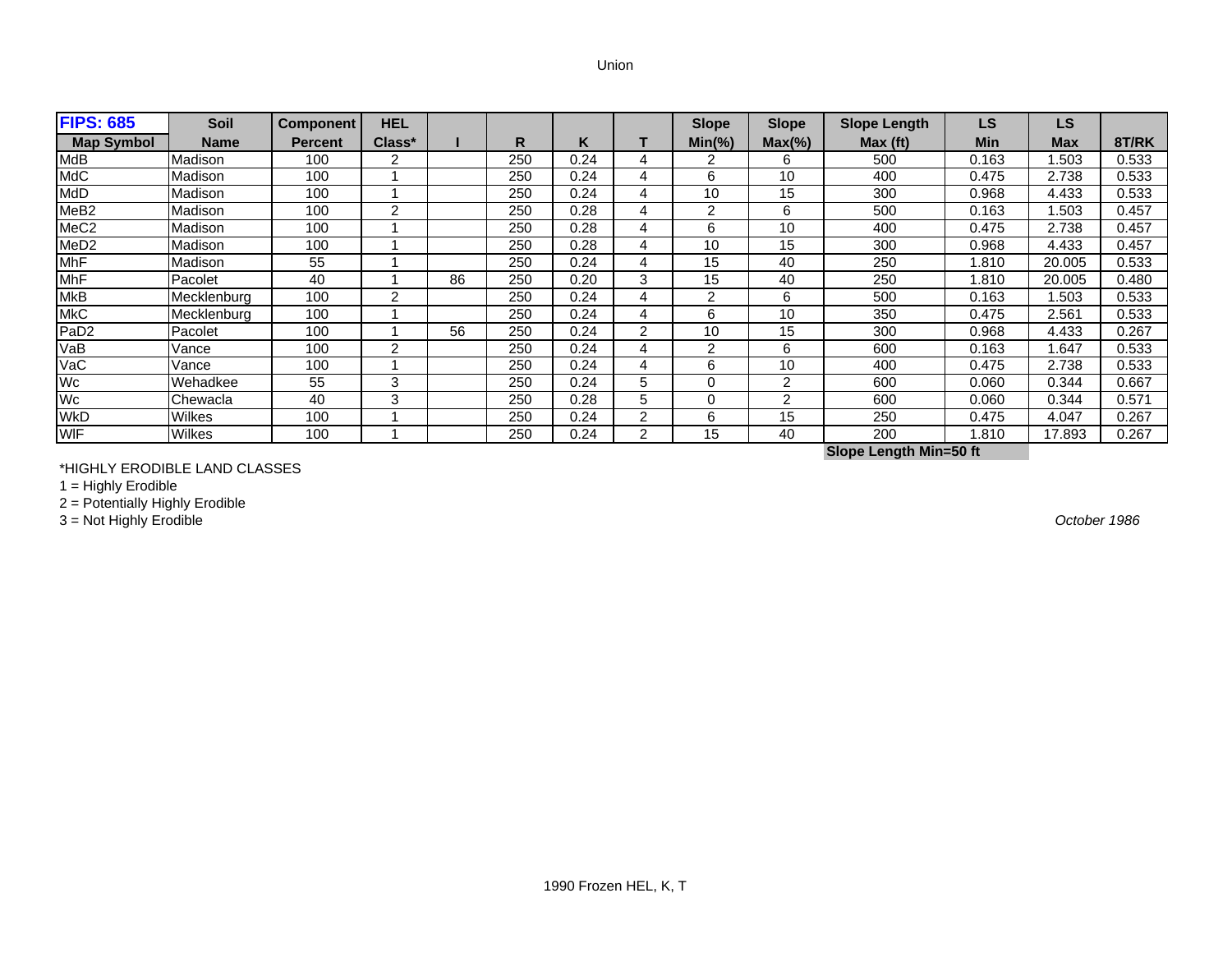Union

| FIPS: 685 | Soil | Component | HEL | | | | | Slope | Slope | Slope Length | LS | LS | |
|---|---|---|---|---|---|---|---|---|---|---|---|---|---|
| Map Symbol | Name | Percent | Class* | I | R | K | T | Min(%) | Max(%) | Max (ft) | Min | Max | 8T/RK |
| MdB | Madison | 100 | 2 | | 250 | 0.24 | 4 | 2 | 6 | 500 | 0.163 | 1.503 | 0.533 |
| MdC | Madison | 100 | 1 | | 250 | 0.24 | 4 | 6 | 10 | 400 | 0.475 | 2.738 | 0.533 |
| MdD | Madison | 100 | 1 | | 250 | 0.24 | 4 | 10 | 15 | 300 | 0.968 | 4.433 | 0.533 |
| MeB2 | Madison | 100 | 2 | | 250 | 0.28 | 4 | 2 | 6 | 500 | 0.163 | 1.503 | 0.457 |
| MeC2 | Madison | 100 | 1 | | 250 | 0.28 | 4 | 6 | 10 | 400 | 0.475 | 2.738 | 0.457 |
| MeD2 | Madison | 100 | 1 | | 250 | 0.28 | 4 | 10 | 15 | 300 | 0.968 | 4.433 | 0.457 |
| MhF | Madison | 55 | 1 | | 250 | 0.24 | 4 | 15 | 40 | 250 | 1.810 | 20.005 | 0.533 |
| MhF | Pacolet | 40 | 1 | 86 | 250 | 0.20 | 3 | 15 | 40 | 250 | 1.810 | 20.005 | 0.480 |
| MkB | Mecklenburg | 100 | 2 | | 250 | 0.24 | 4 | 2 | 6 | 500 | 0.163 | 1.503 | 0.533 |
| MkC | Mecklenburg | 100 | 1 | | 250 | 0.24 | 4 | 6 | 10 | 350 | 0.475 | 2.561 | 0.533 |
| PaD2 | Pacolet | 100 | 1 | 56 | 250 | 0.24 | 2 | 10 | 15 | 300 | 0.968 | 4.433 | 0.267 |
| VaB | Vance | 100 | 2 | | 250 | 0.24 | 4 | 2 | 6 | 600 | 0.163 | 1.647 | 0.533 |
| VaC | Vance | 100 | 1 | | 250 | 0.24 | 4 | 6 | 10 | 400 | 0.475 | 2.738 | 0.533 |
| Wc | Wehadkee | 55 | 3 | | 250 | 0.24 | 5 | 0 | 2 | 600 | 0.060 | 0.344 | 0.667 |
| Wc | Chewacla | 40 | 3 | | 250 | 0.28 | 5 | 0 | 2 | 600 | 0.060 | 0.344 | 0.571 |
| WkD | Wilkes | 100 | 1 | | 250 | 0.24 | 2 | 6 | 15 | 250 | 0.475 | 4.047 | 0.267 |
| WlF | Wilkes | 100 | 1 | | 250 | 0.24 | 2 | 15 | 40 | 200 | 1.810 | 17.893 | 0.267 |

**Slope Length Min=50 ft**

*HIGHLY ERODIBLE LAND CLASSES

1 = Highly Erodible

2 = Potentially Highly Erodible

3 = Not Highly Erodible

*October 1986*

1990 Frozen HEL, K, T